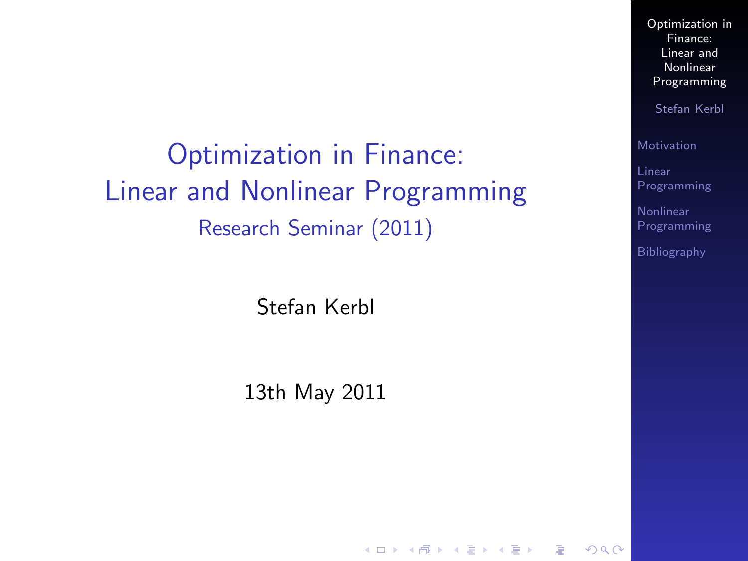# Optimization in Finance: Linear and Nonlinear Programming

Research Seminar (2011)

Stefan Kerbl

13th May 2011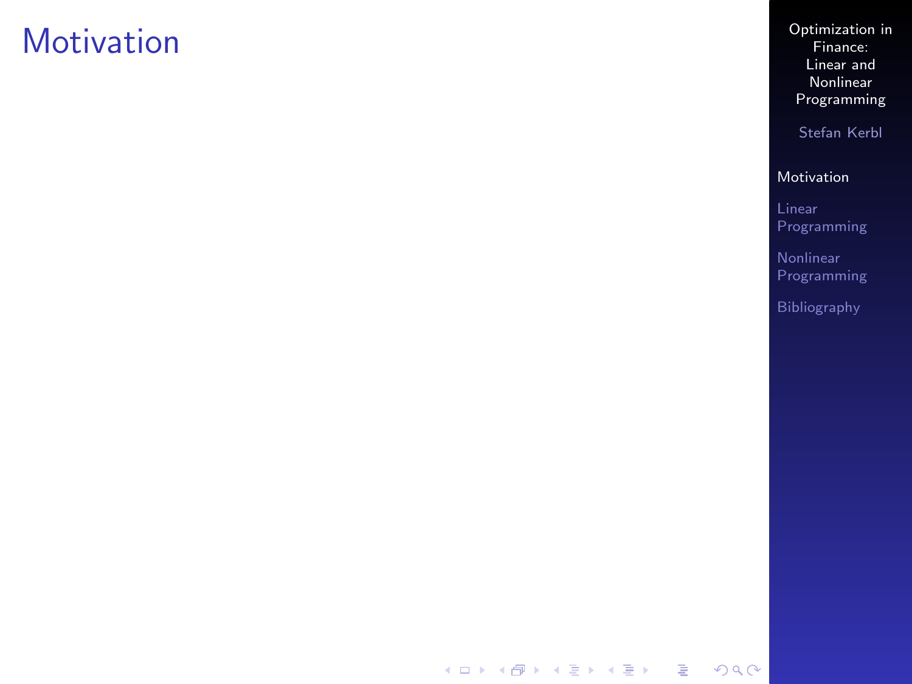# Motivation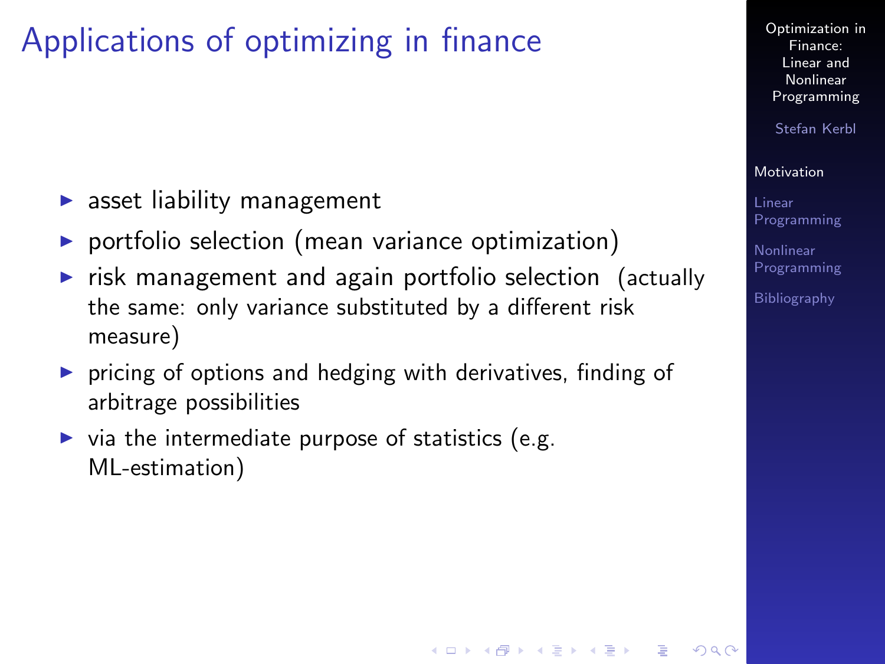# Applications of optimizing in finance

- asset liability management
- portfolio selection (mean variance optimization)
- risk management and again portfolio selection (actually the same: only variance substituted by a different risk measure)
- pricing of options and hedging with derivatives, finding of arbitrage possibilities
- via the intermediate purpose of statistics (e.g. ML-estimation)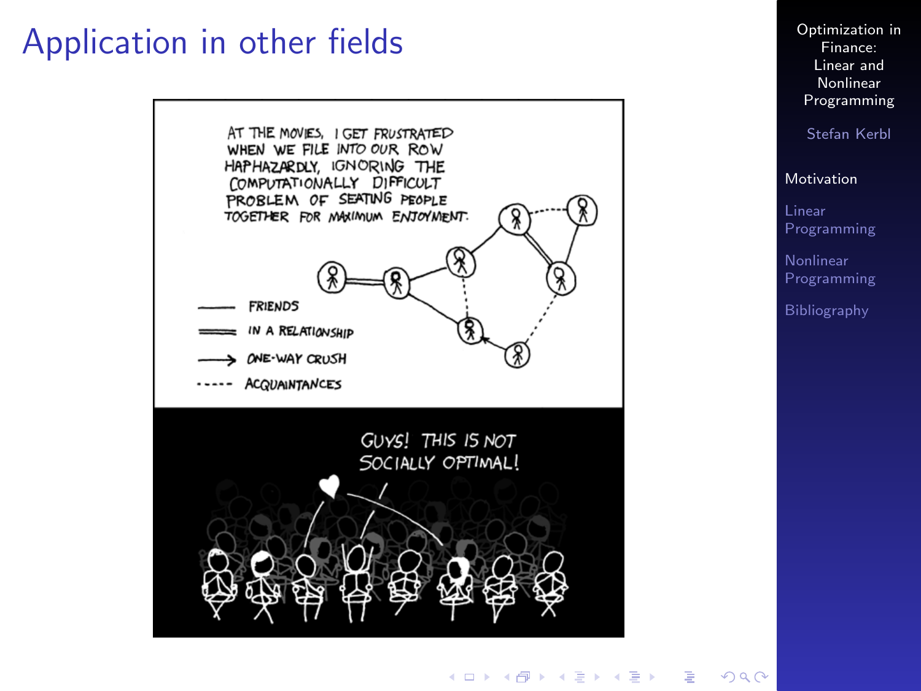# Application in other fields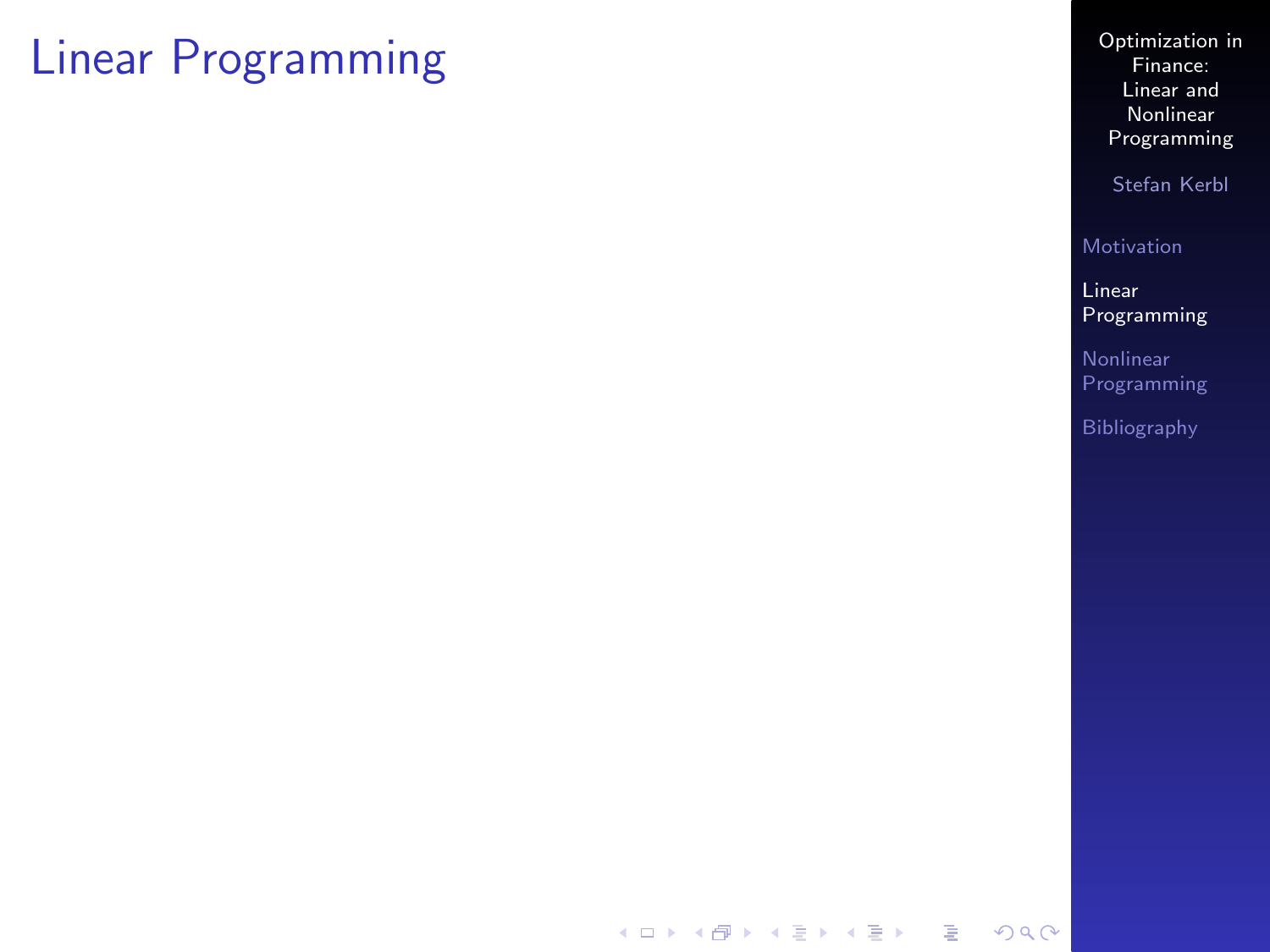# Linear Programming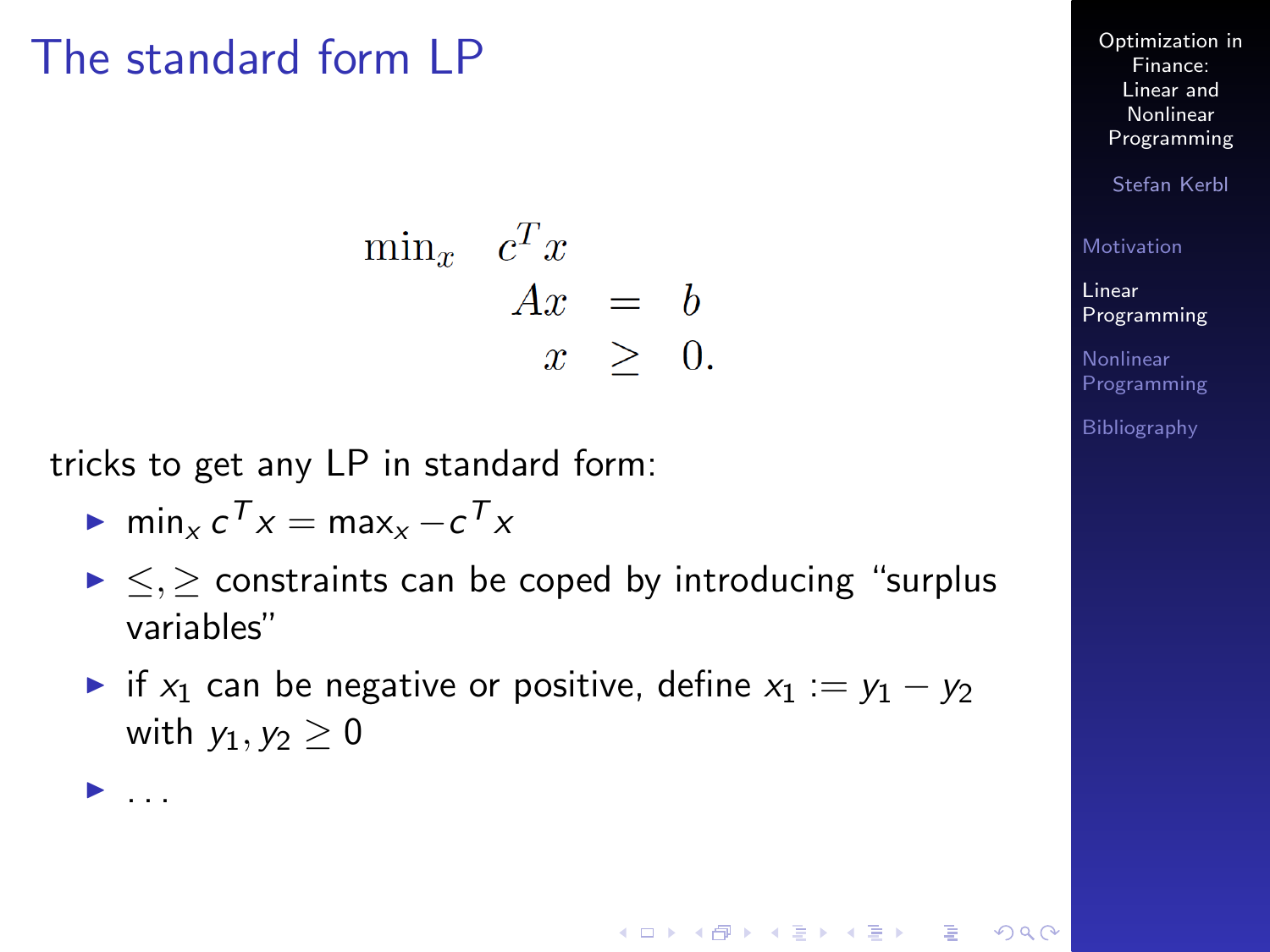# The standard form LP

$$
\begin{aligned}
\min_x \quad & c^T x \\
& Ax = b \\
& x \geq 0.
\end{aligned}
$$

tricks to get any LP in standard form:

- $\min_x c^T x = \max_x -c^T x$
- $\leq, \geq$ constraints can be coped by introducing “surplus variables”
- if $x_1$ can be negative or positive, define $x_1 := y_1 - y_2$ with $y_1, y_2 \geq 0$
- ...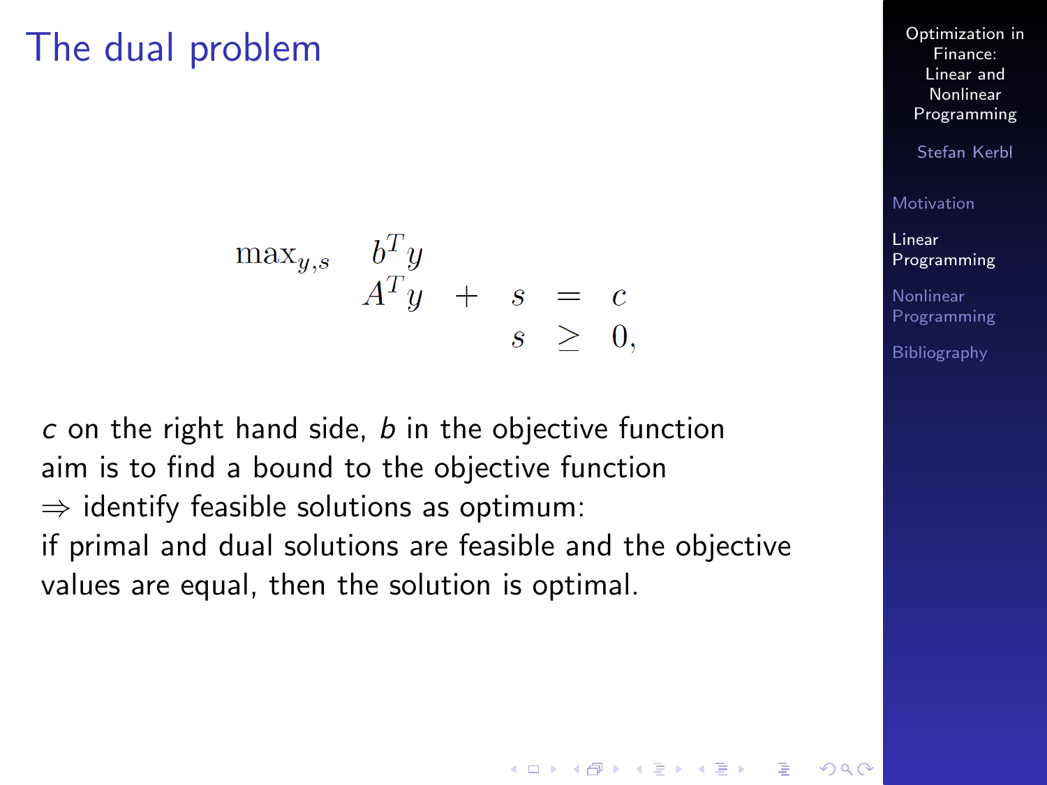# The dual problem

$$
\begin{array}{llcll}
\max_{y,s} & b^T y & & & \\
& A^T y & + & s & = & c \\
& & & s & \geq & 0,
\end{array}
$$

$c$ on the right hand side, $b$ in the objective function
aim is to find a bound to the objective function
$\Rightarrow$ identify feasible solutions as optimum:
if primal and dual solutions are feasible and the objective values are equal, then the solution is optimal.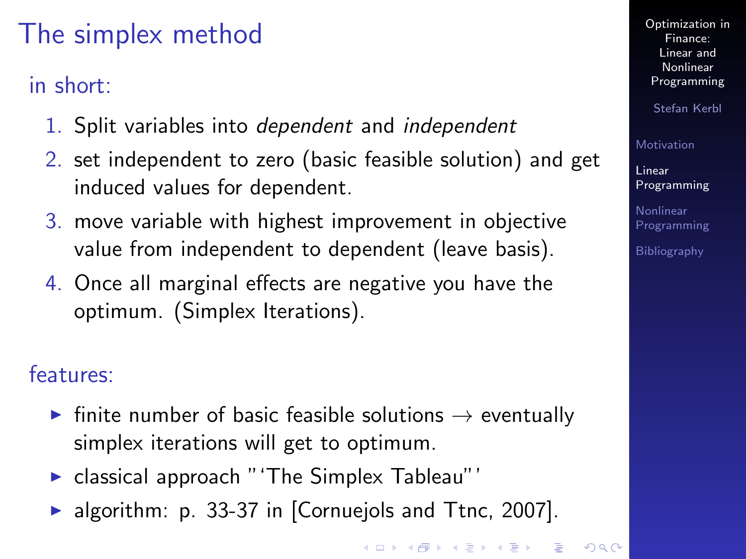# The simplex method

## in short:

1. Split variables into *dependent* and *independent*
2. set independent to zero (basic feasible solution) and get induced values for dependent.
3. move variable with highest improvement in objective value from independent to dependent (leave basis).
4. Once all marginal effects are negative you have the optimum. (Simplex Iterations).

## features:

- finite number of basic feasible solutions → eventually simplex iterations will get to optimum.
- classical approach "'The Simplex Tableau"'
- algorithm: p. 33-37 in [Cornuejols and Ttnc, 2007].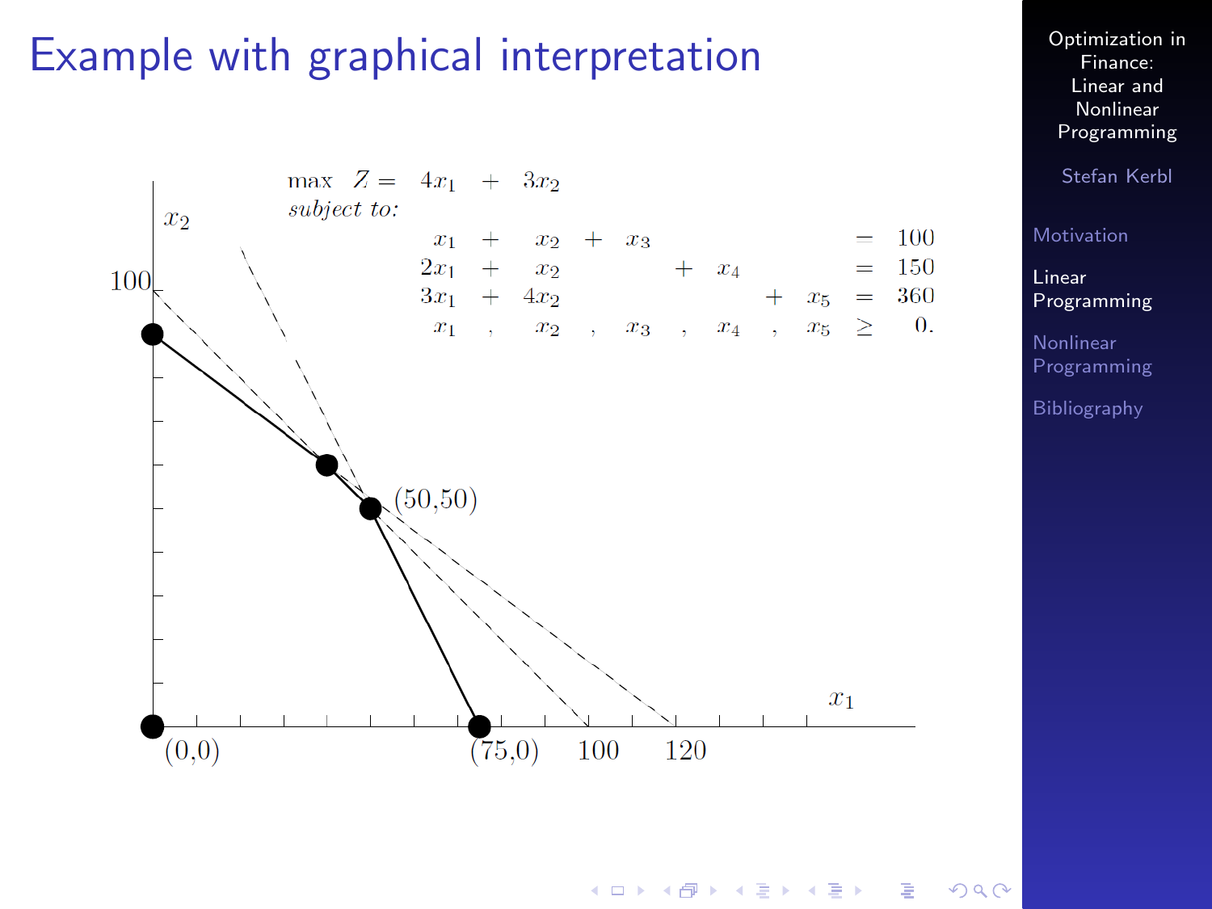# Example with graphical interpretation

$$\max \quad Z = 4x_1 + 3x_2$$

*subject to:*

$$\begin{aligned}
x_1 + x_2 + x_3 &= 100 \\
2x_1 + x_2 + x_4 &= 150 \\
3x_1 + 4x_2 + x_5 &= 360 \\
x_1, x_2, x_3, x_4, x_5 &\geq 0.
\end{aligned}$$

$x_2$

100

(50,50)

(0,0)

(75,0)

100

120

$x_1$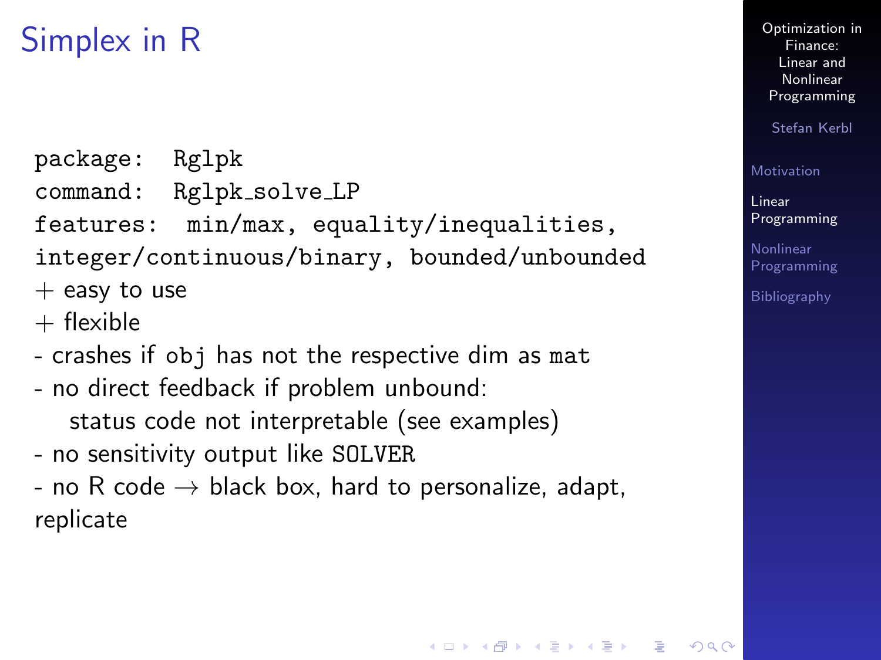# Simplex in R

`package:  Rglpk`
`command:  Rglpk_solve_LP`
`features:  min/max, equality/inequalities, integer/continuous/binary, bounded/unbounded`

+ easy to use
+ flexible

- crashes if `obj` has not the respective dim as `mat`
- no direct feedback if problem unbound:
  status code not interpretable (see examples)
- no sensitivity output like `SOLVER`
- no R code → black box, hard to personalize, adapt, replicate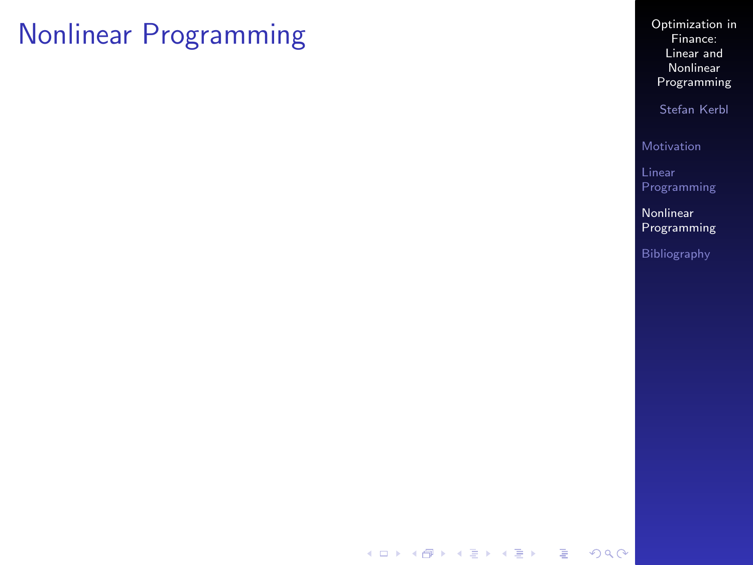# Nonlinear Programming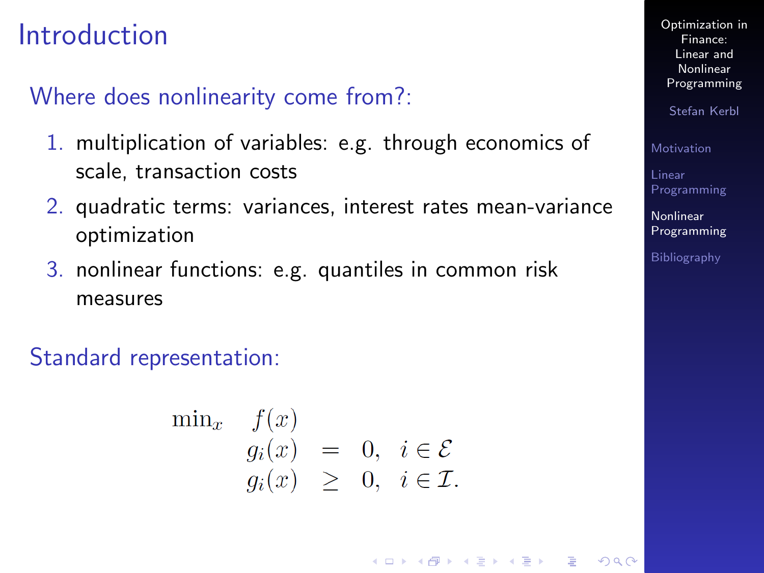# Introduction

## Where does nonlinearity come from?:

1. multiplication of variables: e.g. through economics of scale, transaction costs
2. quadratic terms: variances, interest rates mean-variance optimization
3. nonlinear functions: e.g. quantiles in common risk measures

## Standard representation:

$$
\begin{array}{lrcl}
\min_x & f(x) & & \\
& g_i(x) & = & 0, \quad i \in \mathcal{E} \\
& g_i(x) & \geq & 0, \quad i \in \mathcal{I}.
\end{array}
$$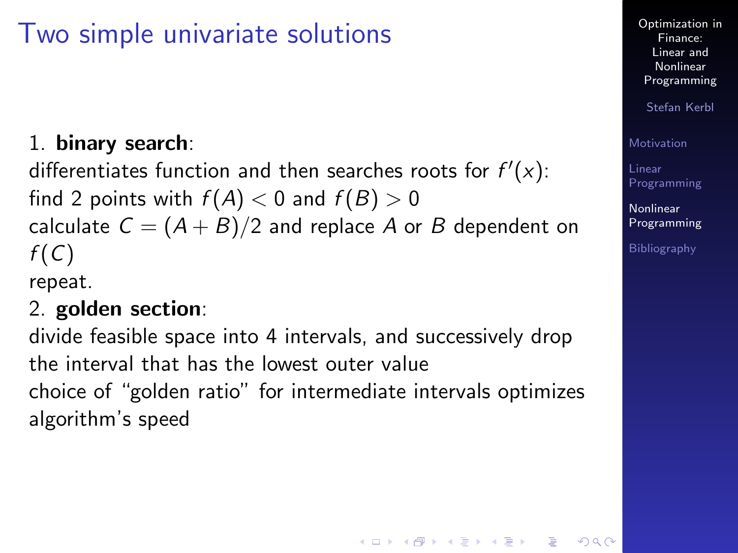# Two simple univariate solutions

1. **binary search**:
differentiates function and then searches roots for $f'(x)$:
find 2 points with $f(A) < 0$ and $f(B) > 0$
calculate $C = (A + B)/2$ and replace $A$ or $B$ dependent on $f(C)$
repeat.
2. **golden section**:
divide feasible space into 4 intervals, and successively drop the interval that has the lowest outer value
choice of "golden ratio" for intermediate intervals optimizes algorithm's speed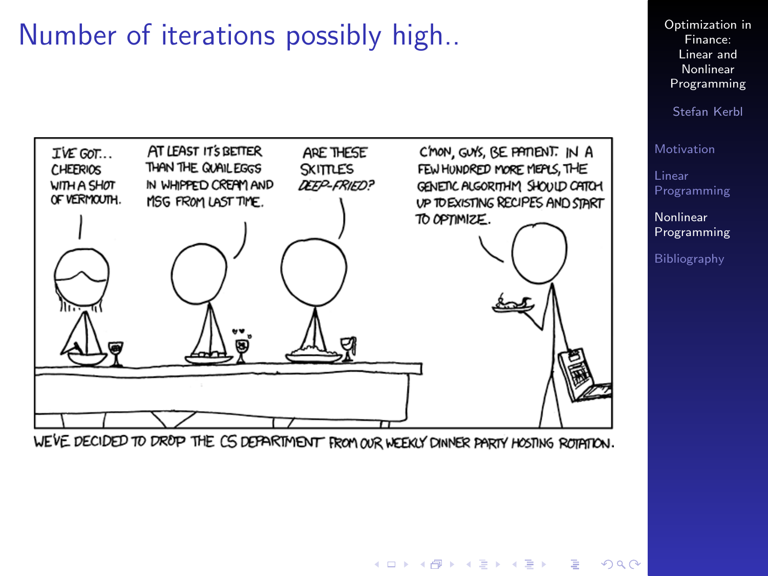# Number of iterations possibly high..

I'VE GOT... CHEERIOS WITH A SHOT OF VERMOUTH.

AT LEAST IT'S BETTER THAN THE QUAIL EGGS IN WHIPPED CREAM AND MSG FROM LAST TIME.

ARE THESE SKITTLES *DEEP-FRIED?*

C'MON, GUYS, BE PATIENT. IN A FEW HUNDRED MORE MEALS, THE GENETIC ALGORITHM SHOULD CATCH UP TO EXISTING RECIPES AND START TO OPTIMIZE.

WE'VE DECIDED TO DROP THE CS DEPARTMENT FROM OUR WEEKLY DINNER PARTY HOSTING ROTATION.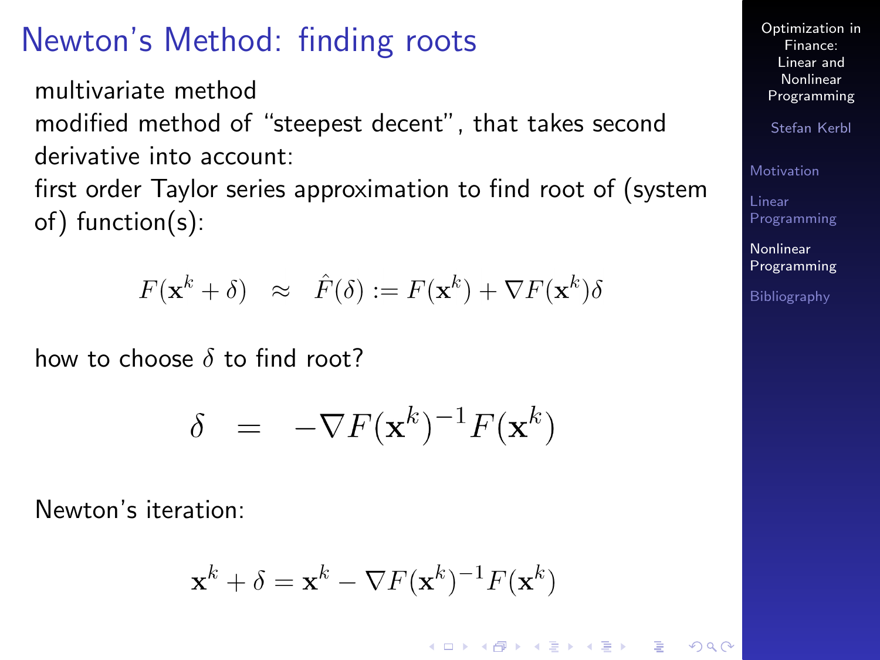# Newton's Method: finding roots

multivariate method

modified method of "steepest decent", that takes second derivative into account:

first order Taylor series approximation to find root of (system of) function(s):

$$F(\mathbf{x}^k + \delta) \quad \approx \quad \hat{F}(\delta) := F(\mathbf{x}^k) + \nabla F(\mathbf{x}^k)\delta$$

how to choose $\delta$ to find root?

$$\delta \quad = \quad -\nabla F(\mathbf{x}^k)^{-1} F(\mathbf{x}^k)$$

Newton's iteration:

$$\mathbf{x}^k + \delta = \mathbf{x}^k - \nabla F(\mathbf{x}^k)^{-1} F(\mathbf{x}^k)$$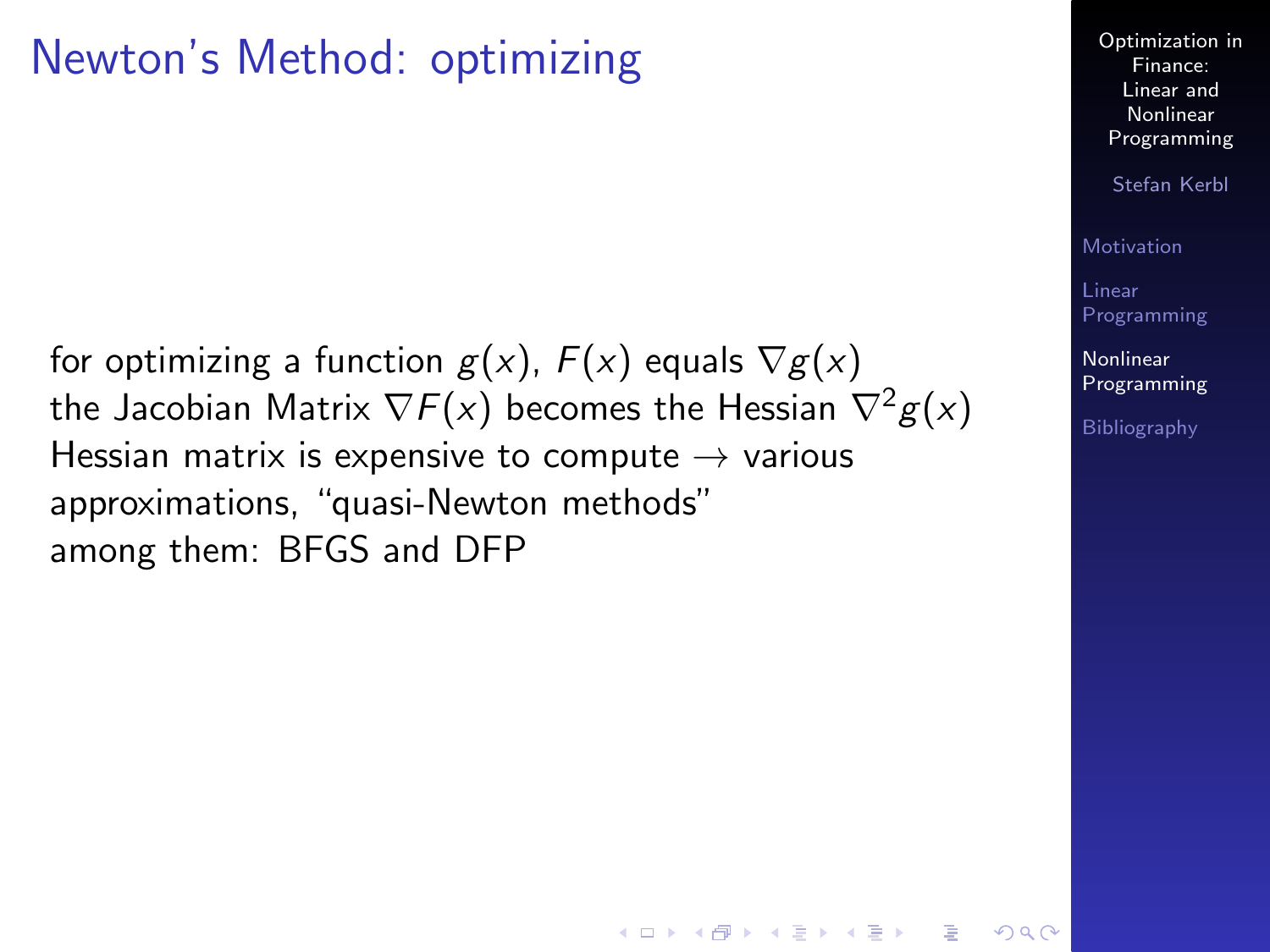# Newton's Method: optimizing

for optimizing a function $g(x)$, $F(x)$ equals $\nabla g(x)$
the Jacobian Matrix $\nabla F(x)$ becomes the Hessian $\nabla^2 g(x)$
Hessian matrix is expensive to compute $\rightarrow$ various approximations, "quasi-Newton methods"
among them: BFGS and DFP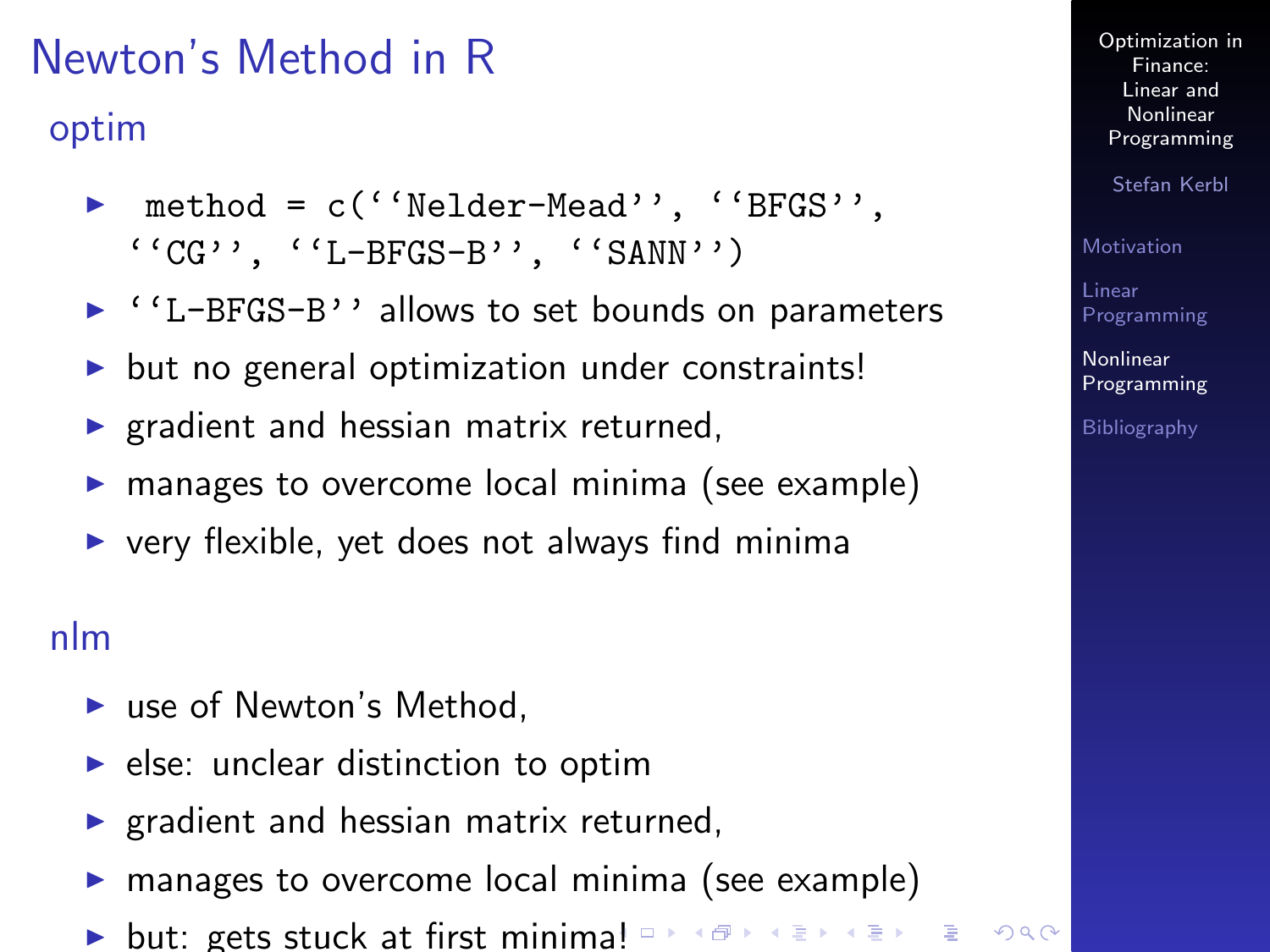# Newton's Method in R

## optim

- `method = c(''Nelder-Mead'', ''BFGS'', ''CG'', ''L-BFGS-B'', ''SANN'')`
- `''L-BFGS-B''` allows to set bounds on parameters
- but no general optimization under constraints!
- gradient and hessian matrix returned,
- manages to overcome local minima (see example)
- very flexible, yet does not always find minima

## nlm

- use of Newton's Method,
- else: unclear distinction to optim
- gradient and hessian matrix returned,
- manages to overcome local minima (see example)
- but: gets stuck at first minima!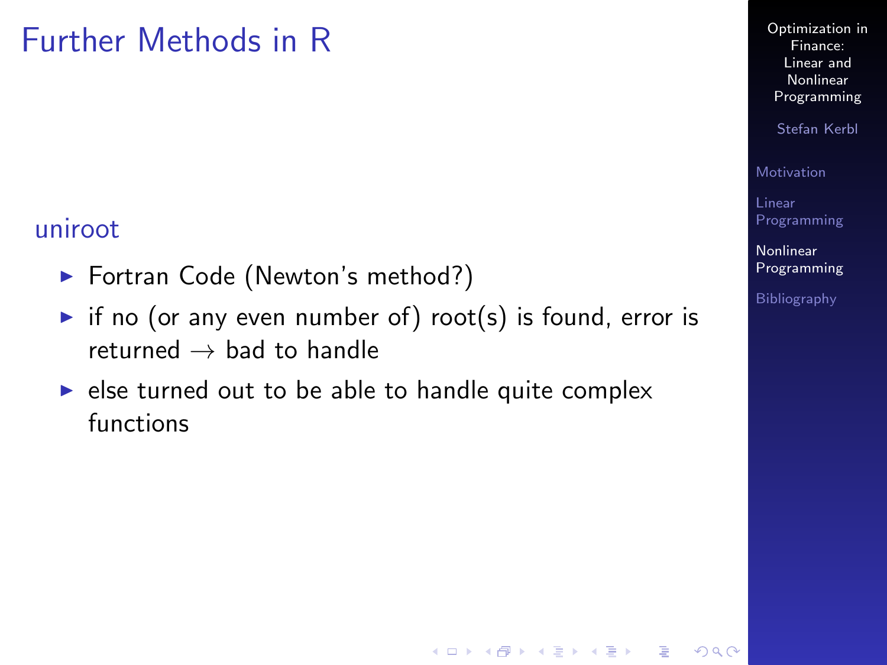# Further Methods in R

### uniroot

- Fortran Code (Newton's method?)
- if no (or any even number of) root(s) is found, error is returned $\rightarrow$ bad to handle
- else turned out to be able to handle quite complex functions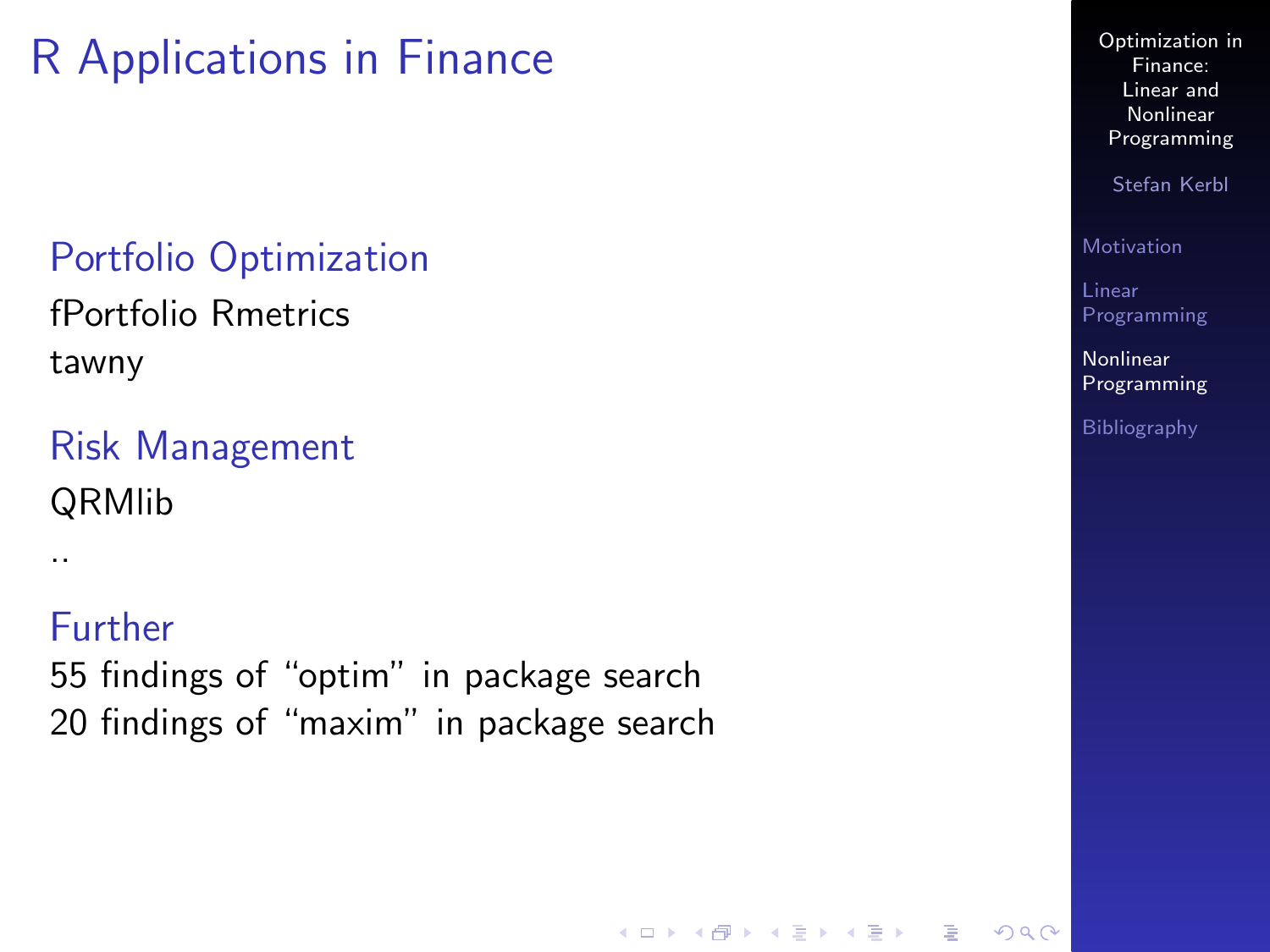# R Applications in Finance

### Portfolio Optimization

fPortfolio Rmetrics

tawny

### Risk Management

QRMlib

..

### Further

55 findings of “optim” in package search

20 findings of “maxim” in package search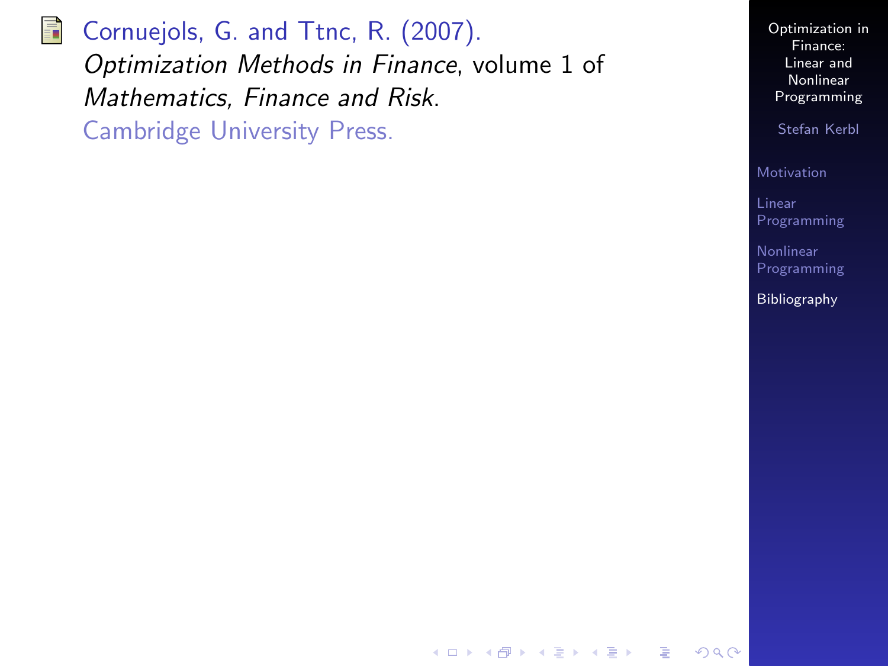Cornuejols, G. and Ttnc, R. (2007).
*Optimization Methods in Finance*, volume 1 of *Mathematics, Finance and Risk*.
Cambridge University Press.